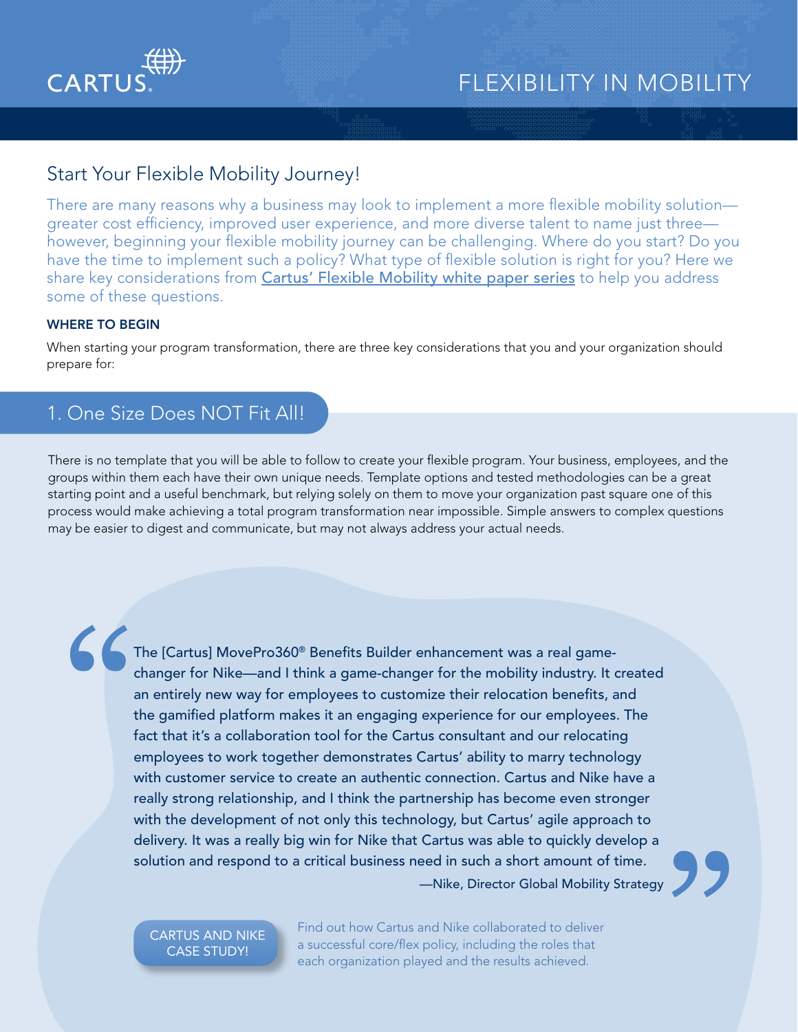CARTUS

# FLEXIBILITY IN MOBILITY

## Start Your Flexible Mobility Journey!

There are many reasons why a business may look to implement a more flexible mobility solution—greater cost efficiency, improved user experience, and more diverse talent to name just three—however, beginning your flexible mobility journey can be challenging. Where do you start? Do you have the time to implement such a policy? What type of flexible solution is right for you? Here we share key considerations from Cartus' Flexible Mobility white paper series to help you address some of these questions.

### WHERE TO BEGIN

When starting your program transformation, there are three key considerations that you and your organization should prepare for:

## 1. One Size Does NOT Fit All!

There is no template that you will be able to follow to create your flexible program. Your business, employees, and the groups within them each have their own unique needs. Template options and tested methodologies can be a great starting point and a useful benchmark, but relying solely on them to move your organization past square one of this process would make achieving a total program transformation near impossible. Simple answers to complex questions may be easier to digest and communicate, but may not always address your actual needs.

> The [Cartus] MovePro360® Benefits Builder enhancement was a real game-changer for Nike—and I think a game-changer for the mobility industry. It created an entirely new way for employees to customize their relocation benefits, and the gamified platform makes it an engaging experience for our employees. The fact that it's a collaboration tool for the Cartus consultant and our relocating employees to work together demonstrates Cartus' ability to marry technology with customer service to create an authentic connection. Cartus and Nike have a really strong relationship, and I think the partnership has become even stronger with the development of not only this technology, but Cartus' agile approach to delivery. It was a really big win for Nike that Cartus was able to quickly develop a solution and respond to a critical business need in such a short amount of time.
>
> —Nike, Director Global Mobility Strategy

CARTUS AND NIKE CASE STUDY!

Find out how Cartus and Nike collaborated to deliver a successful core/flex policy, including the roles that each organization played and the results achieved.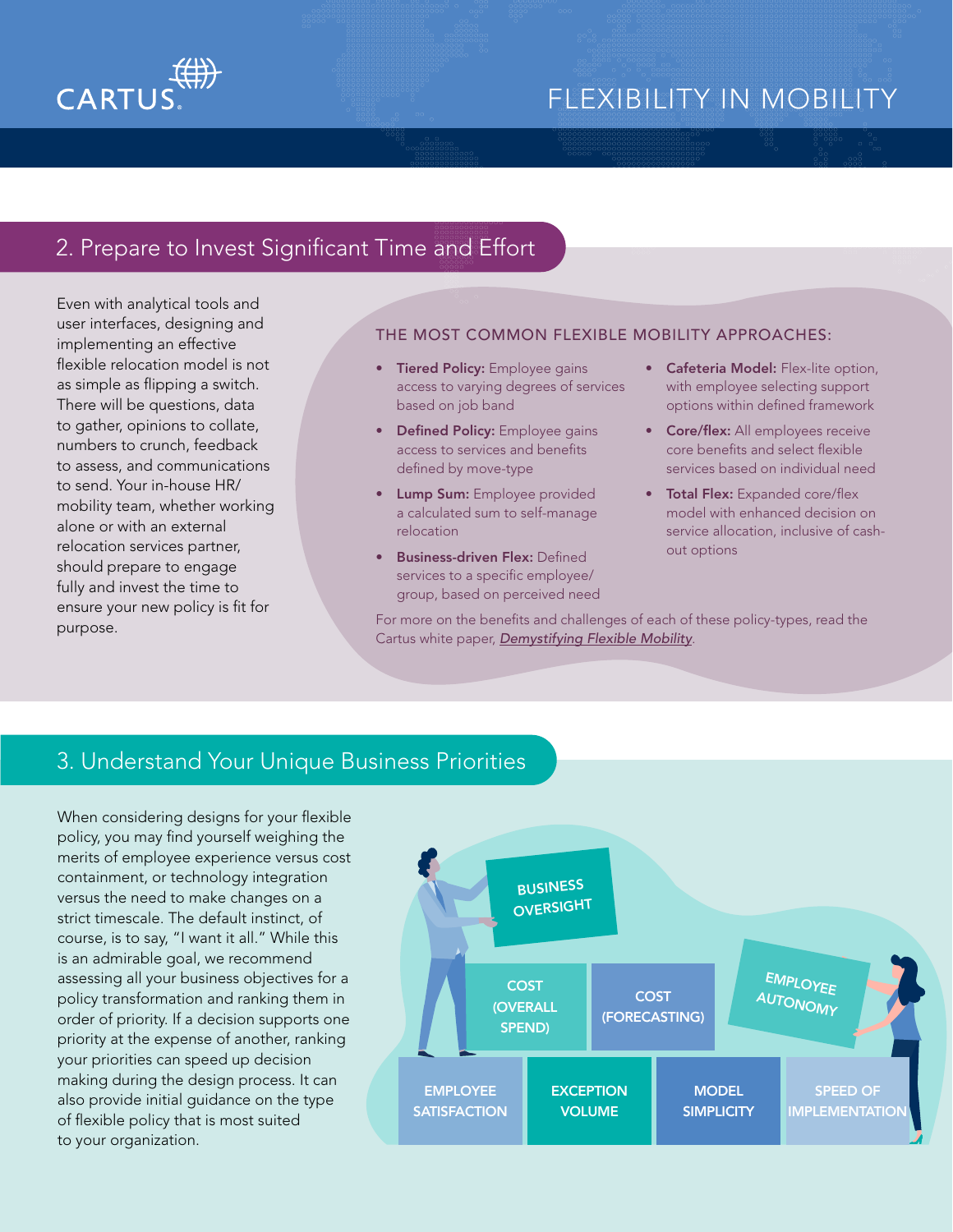## 2. Prepare to Invest Significant Time and Effort

Even with analytical tools and user interfaces, designing and implementing an effective flexible relocation model is not as simple as flipping a switch. There will be questions, data to gather, opinions to collate, numbers to crunch, feedback to assess, and communications to send. Your in-house HR/mobility team, whether working alone or with an external relocation services partner, should prepare to engage fully and invest the time to ensure your new policy is fit for purpose.

### THE MOST COMMON FLEXIBLE MOBILITY APPROACHES:

- **Tiered Policy:** Employee gains access to varying degrees of services based on job band
- **Defined Policy:** Employee gains access to services and benefits defined by move-type
- **Lump Sum:** Employee provided a calculated sum to self-manage relocation
- **Business-driven Flex:** Defined services to a specific employee/group, based on perceived need
- **Cafeteria Model:** Flex-lite option, with employee selecting support options within defined framework
- **Core/flex:** All employees receive core benefits and select flexible services based on individual need
- **Total Flex:** Expanded core/flex model with enhanced decision on service allocation, inclusive of cash-out options

For more on the benefits and challenges of each of these policy-types, read the Cartus white paper, *Demystifying Flexible Mobility*.

## 3. Understand Your Unique Business Priorities

When considering designs for your flexible policy, you may find yourself weighing the merits of employee experience versus cost containment, or technology integration versus the need to make changes on a strict timescale. The default instinct, of course, is to say, "I want it all." While this is an admirable goal, we recommend assessing all your business objectives for a policy transformation and ranking them in order of priority. If a decision supports one priority at the expense of another, ranking your priorities can speed up decision making during the design process. It can also provide initial guidance on the type of flexible policy that is most suited to your organization.

- BUSINESS OVERSIGHT
- COST (OVERALL SPEND)
- COST (FORECASTING)
- EMPLOYEE AUTONOMY
- EMPLOYEE SATISFACTION
- EXCEPTION VOLUME
- MODEL SIMPLICITY
- SPEED OF IMPLEMENTATION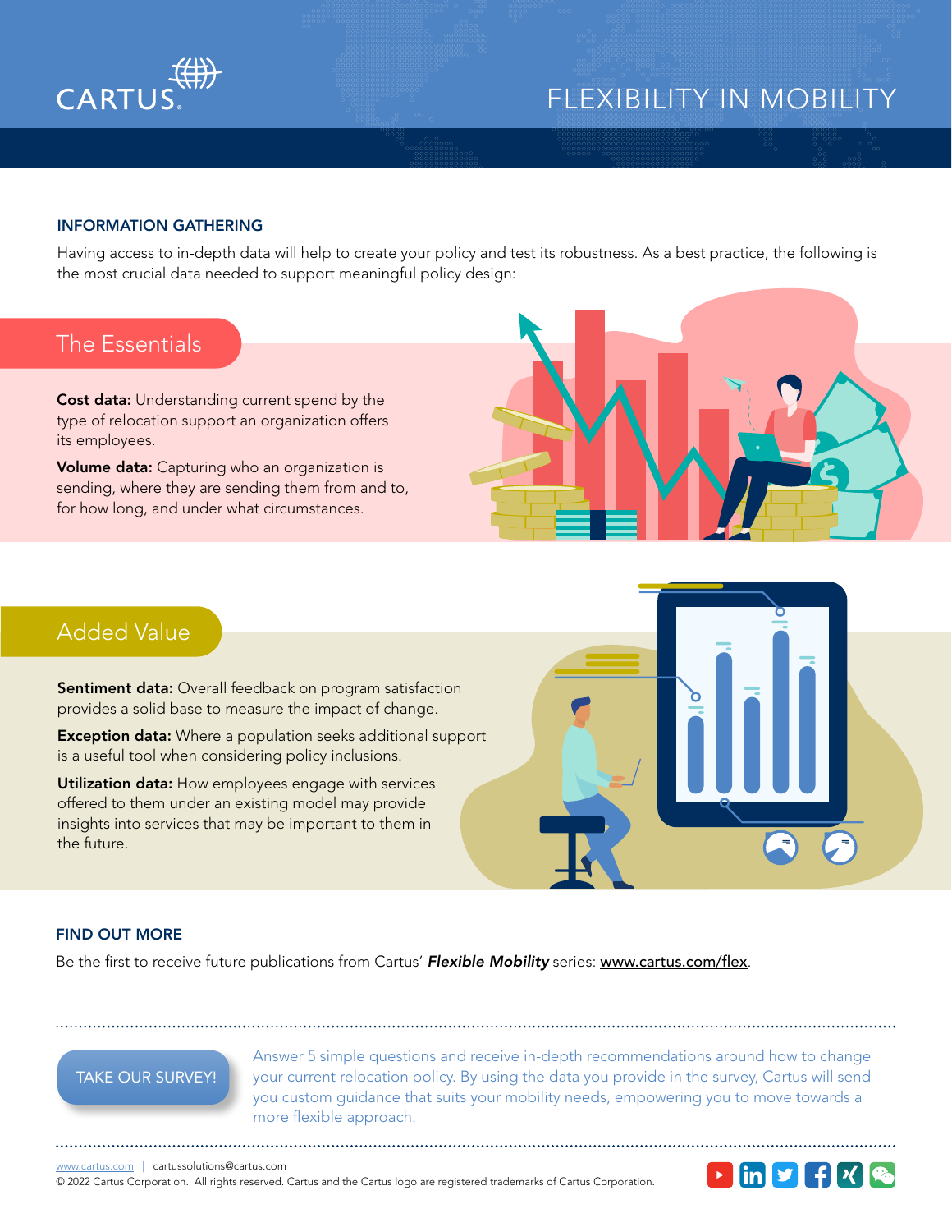# FLEXIBILITY IN MOBILITY

## INFORMATION GATHERING

Having access to in-depth data will help to create your policy and test its robustness. As a best practice, the following is the most crucial data needed to support meaningful policy design:

### The Essentials

**Cost data:** Understanding current spend by the type of relocation support an organization offers its employees.

**Volume data:** Capturing who an organization is sending, where they are sending them from and to, for how long, and under what circumstances.

### Added Value

**Sentiment data:** Overall feedback on program satisfaction provides a solid base to measure the impact of change.

**Exception data:** Where a population seeks additional support is a useful tool when considering policy inclusions.

**Utilization data:** How employees engage with services offered to them under an existing model may provide insights into services that may be important to them in the future.

## FIND OUT MORE

Be the first to receive future publications from Cartus' ***Flexible Mobility*** series: www.cartus.com/flex.

TAKE OUR SURVEY!

Answer 5 simple questions and receive in-depth recommendations around how to change your current relocation policy. By using the data you provide in the survey, Cartus will send you custom guidance that suits your mobility needs, empowering you to move towards a more flexible approach.

www.cartus.com | cartussolutions@cartus.com

© 2022 Cartus Corporation. All rights reserved. Cartus and the Cartus logo are registered trademarks of Cartus Corporation.